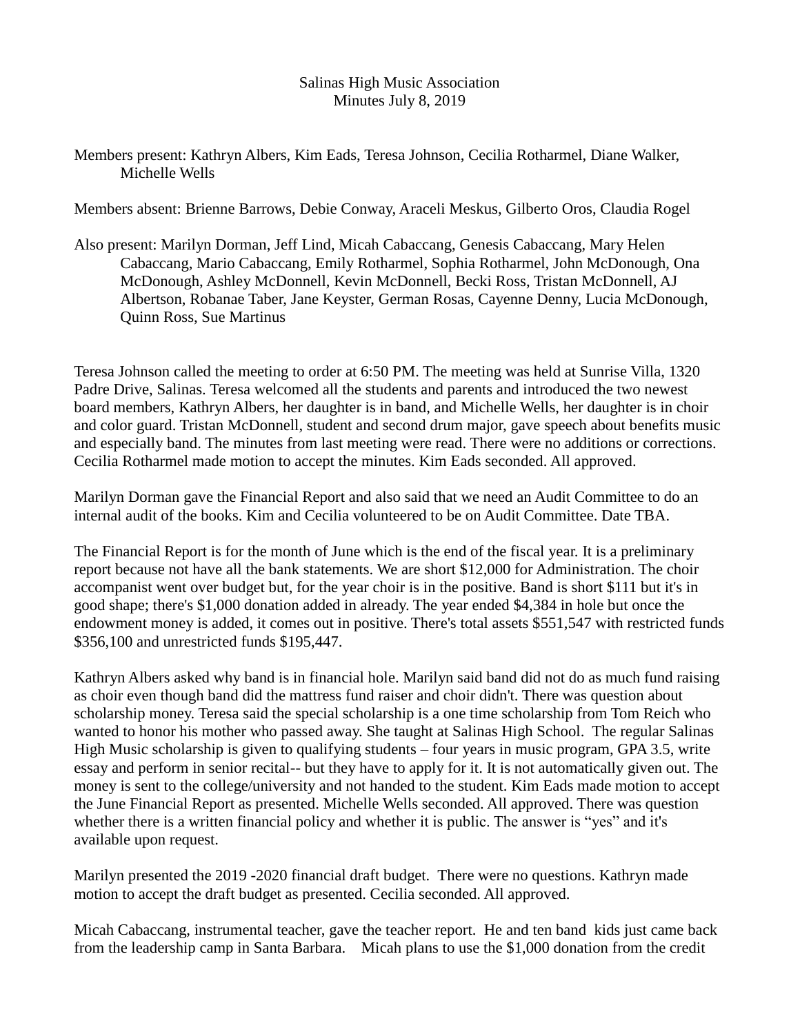Salinas High Music Association
Minutes July 8, 2019

Members present: Kathryn Albers, Kim Eads, Teresa Johnson, Cecilia Rotharmel, Diane Walker, Michelle Wells

Members absent: Brienne Barrows, Debie Conway, Araceli Meskus, Gilberto Oros, Claudia Rogel

Also present: Marilyn Dorman, Jeff Lind, Micah Cabaccang, Genesis Cabaccang, Mary Helen Cabaccang, Mario Cabaccang, Emily Rotharmel, Sophia Rotharmel, John McDonough, Ona McDonough, Ashley McDonnell, Kevin McDonnell, Becki Ross, Tristan McDonnell, AJ Albertson, Robanae Taber, Jane Keyster, German Rosas, Cayenne Denny, Lucia McDonough, Quinn Ross, Sue Martinus

Teresa Johnson called the meeting to order at 6:50 PM. The meeting was held at Sunrise Villa, 1320 Padre Drive, Salinas. Teresa welcomed all the students and parents and introduced the two newest board members, Kathryn Albers, her daughter is in band, and Michelle Wells, her daughter is in choir and color guard. Tristan McDonnell, student and second drum major, gave speech about benefits music and especially band. The minutes from last meeting were read. There were no additions or corrections. Cecilia Rotharmel made motion to accept the minutes. Kim Eads seconded. All approved.

Marilyn Dorman gave the Financial Report and also said that we need an Audit Committee to do an internal audit of the books. Kim and Cecilia volunteered to be on Audit Committee. Date TBA.

The Financial Report is for the month of June which is the end of the fiscal year. It is a preliminary report because not have all the bank statements. We are short $12,000 for Administration. The choir accompanist went over budget but, for the year choir is in the positive. Band is short $111 but it's in good shape; there's $1,000 donation added in already. The year ended $4,384 in hole but once the endowment money is added, it comes out in positive. There's total assets $551,547 with restricted funds $356,100 and unrestricted funds $195,447.

Kathryn Albers asked why band is in financial hole. Marilyn said band did not do as much fund raising as choir even though band did the mattress fund raiser and choir didn't. There was question about scholarship money. Teresa said the special scholarship is a one time scholarship from Tom Reich who wanted to honor his mother who passed away. She taught at Salinas High School. The regular Salinas High Music scholarship is given to qualifying students – four years in music program, GPA 3.5, write essay and perform in senior recital-- but they have to apply for it. It is not automatically given out. The money is sent to the college/university and not handed to the student. Kim Eads made motion to accept the June Financial Report as presented. Michelle Wells seconded. All approved. There was question whether there is a written financial policy and whether it is public. The answer is "yes" and it's available upon request.

Marilyn presented the 2019 -2020 financial draft budget. There were no questions. Kathryn made motion to accept the draft budget as presented. Cecilia seconded. All approved.

Micah Cabaccang, instrumental teacher, gave the teacher report. He and ten band kids just came back from the leadership camp in Santa Barbara. Micah plans to use the $1,000 donation from the credit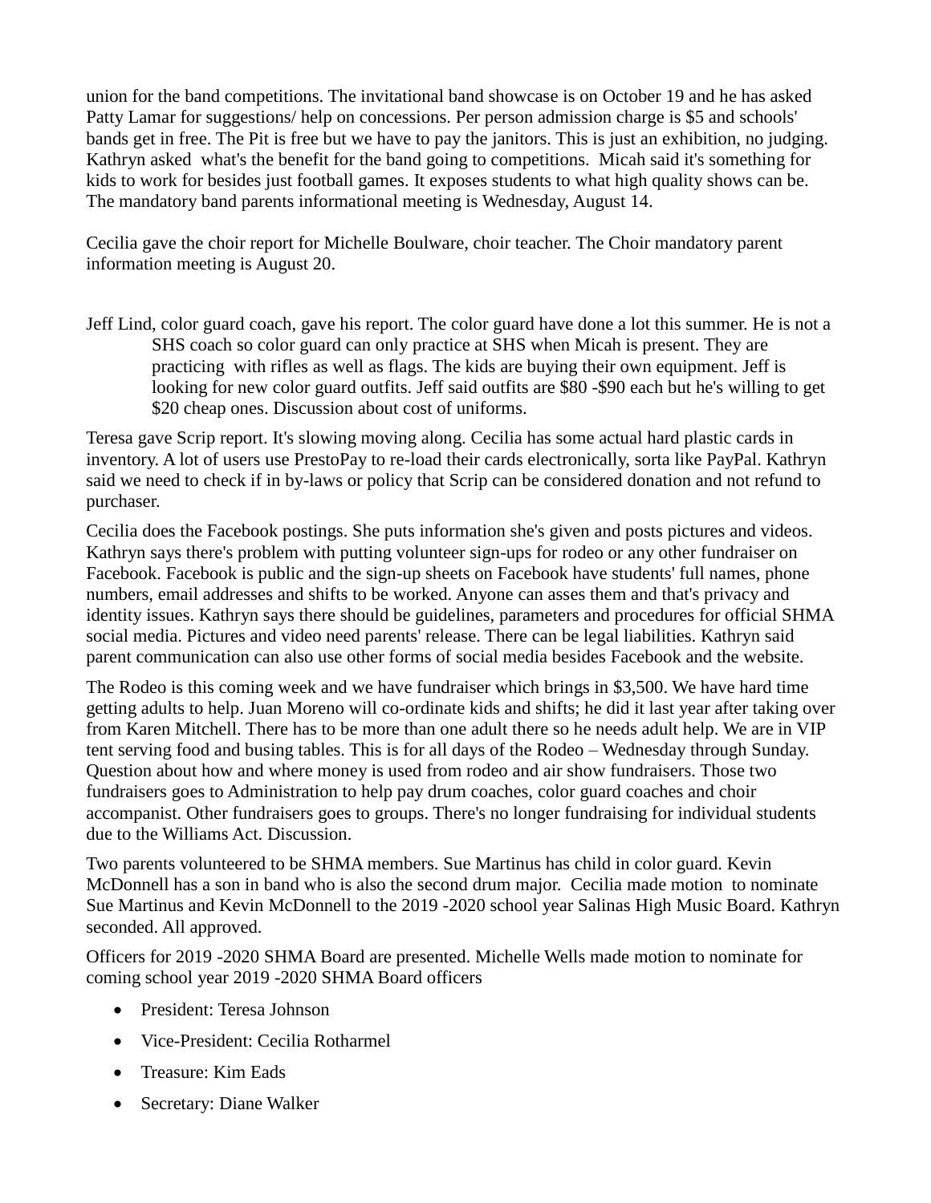union for the band competitions. The invitational band showcase is on October 19 and he has asked Patty Lamar for suggestions/ help on concessions. Per person admission charge is $5 and schools' bands get in free. The Pit is free but we have to pay the janitors. This is just an exhibition, no judging. Kathryn asked what's the benefit for the band going to competitions. Micah said it's something for kids to work for besides just football games. It exposes students to what high quality shows can be. The mandatory band parents informational meeting is Wednesday, August 14.

Cecilia gave the choir report for Michelle Boulware, choir teacher. The Choir mandatory parent information meeting is August 20.

Jeff Lind, color guard coach, gave his report. The color guard have done a lot this summer. He is not a SHS coach so color guard can only practice at SHS when Micah is present. They are practicing with rifles as well as flags. The kids are buying their own equipment. Jeff is looking for new color guard outfits. Jeff said outfits are $80 -$90 each but he's willing to get $20 cheap ones. Discussion about cost of uniforms.

Teresa gave Scrip report. It's slowing moving along. Cecilia has some actual hard plastic cards in inventory. A lot of users use PrestoPay to re-load their cards electronically, sorta like PayPal. Kathryn said we need to check if in by-laws or policy that Scrip can be considered donation and not refund to purchaser.

Cecilia does the Facebook postings. She puts information she's given and posts pictures and videos. Kathryn says there's problem with putting volunteer sign-ups for rodeo or any other fundraiser on Facebook. Facebook is public and the sign-up sheets on Facebook have students' full names, phone numbers, email addresses and shifts to be worked. Anyone can asses them and that's privacy and identity issues. Kathryn says there should be guidelines, parameters and procedures for official SHMA social media. Pictures and video need parents' release. There can be legal liabilities. Kathryn said parent communication can also use other forms of social media besides Facebook and the website.

The Rodeo is this coming week and we have fundraiser which brings in $3,500. We have hard time getting adults to help. Juan Moreno will co-ordinate kids and shifts; he did it last year after taking over from Karen Mitchell. There has to be more than one adult there so he needs adult help. We are in VIP tent serving food and busing tables. This is for all days of the Rodeo – Wednesday through Sunday. Question about how and where money is used from rodeo and air show fundraisers. Those two fundraisers goes to Administration to help pay drum coaches, color guard coaches and choir accompanist. Other fundraisers goes to groups. There's no longer fundraising for individual students due to the Williams Act. Discussion.

Two parents volunteered to be SHMA members. Sue Martinus has child in color guard. Kevin McDonnell has a son in band who is also the second drum major. Cecilia made motion to nominate Sue Martinus and Kevin McDonnell to the 2019 -2020 school year Salinas High Music Board. Kathryn seconded. All approved.

Officers for 2019 -2020 SHMA Board are presented. Michelle Wells made motion to nominate for coming school year 2019 -2020 SHMA Board officers

- President: Teresa Johnson
- Vice-President: Cecilia Rotharmel
- Treasure: Kim Eads
- Secretary: Diane Walker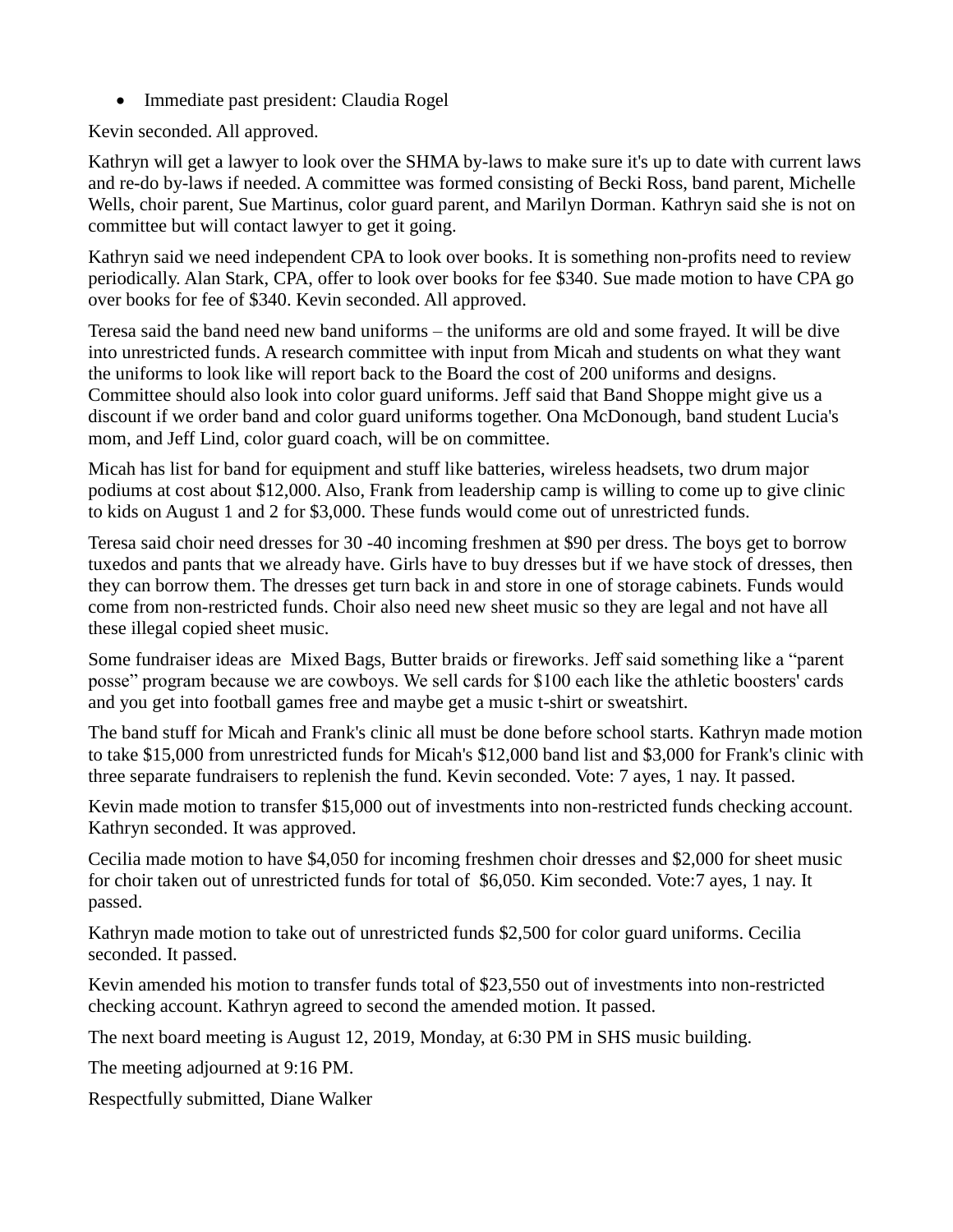- Immediate past president: Claudia Rogel

Kevin seconded. All approved.

Kathryn will get a lawyer to look over the SHMA by-laws to make sure it's up to date with current laws and re-do by-laws if needed. A committee was formed consisting of Becki Ross, band parent, Michelle Wells, choir parent, Sue Martinus, color guard parent, and Marilyn Dorman. Kathryn said she is not on committee but will contact lawyer to get it going.

Kathryn said we need independent CPA to look over books. It is something non-profits need to review periodically. Alan Stark, CPA, offer to look over books for fee $340. Sue made motion to have CPA go over books for fee of $340. Kevin seconded. All approved.

Teresa said the band need new band uniforms – the uniforms are old and some frayed. It will be dive into unrestricted funds. A research committee with input from Micah and students on what they want the uniforms to look like will report back to the Board the cost of 200 uniforms and designs. Committee should also look into color guard uniforms. Jeff said that Band Shoppe might give us a discount if we order band and color guard uniforms together. Ona McDonough, band student Lucia's mom, and Jeff Lind, color guard coach, will be on committee.

Micah has list for band for equipment and stuff like batteries, wireless headsets, two drum major podiums at cost about $12,000. Also, Frank from leadership camp is willing to come up to give clinic to kids on August 1 and 2 for $3,000. These funds would come out of unrestricted funds.

Teresa said choir need dresses for 30 -40 incoming freshmen at $90 per dress. The boys get to borrow tuxedos and pants that we already have. Girls have to buy dresses but if we have stock of dresses, then they can borrow them. The dresses get turn back in and store in one of storage cabinets. Funds would come from non-restricted funds. Choir also need new sheet music so they are legal and not have all these illegal copied sheet music.

Some fundraiser ideas are Mixed Bags, Butter braids or fireworks. Jeff said something like a "parent posse" program because we are cowboys. We sell cards for $100 each like the athletic boosters' cards and you get into football games free and maybe get a music t-shirt or sweatshirt.

The band stuff for Micah and Frank's clinic all must be done before school starts. Kathryn made motion to take $15,000 from unrestricted funds for Micah's $12,000 band list and $3,000 for Frank's clinic with three separate fundraisers to replenish the fund. Kevin seconded. Vote: 7 ayes, 1 nay. It passed.

Kevin made motion to transfer $15,000 out of investments into non-restricted funds checking account. Kathryn seconded. It was approved.

Cecilia made motion to have $4,050 for incoming freshmen choir dresses and $2,000 for sheet music for choir taken out of unrestricted funds for total of $6,050. Kim seconded. Vote:7 ayes, 1 nay. It passed.

Kathryn made motion to take out of unrestricted funds $2,500 for color guard uniforms. Cecilia seconded. It passed.

Kevin amended his motion to transfer funds total of $23,550 out of investments into non-restricted checking account. Kathryn agreed to second the amended motion. It passed.

The next board meeting is August 12, 2019, Monday, at 6:30 PM in SHS music building.

The meeting adjourned at 9:16 PM.

Respectfully submitted, Diane Walker